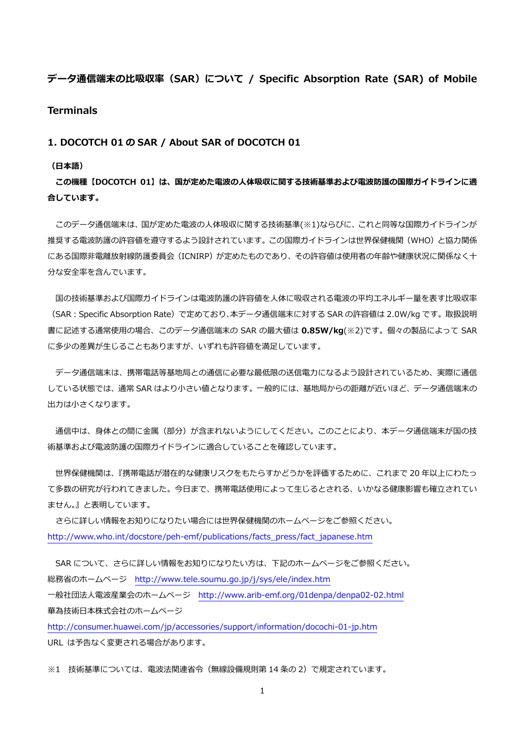# データ通信端末の比吸収率（SAR）について / Specific Absorption Rate (SAR) of Mobile Terminals

## 1. DOCOTCH 01 の SAR / About SAR of DOCOTCH 01

**（日本語）**

**この機種【DOCOTCH 01】は、国が定めた電波の人体吸収に関する技術基準および電波防護の国際ガイドラインに適合しています。**

このデータ通信端末は、国が定めた電波の人体吸収に関する技術基準(※1)ならびに、これと同等な国際ガイドラインが推奨する電波防護の許容値を遵守するよう設計されています。この国際ガイドラインは世界保健機関（WHO）と協力関係にある国際非電離放射線防護委員会（ICNIRP）が定めたものであり、その許容値は使用者の年齢や健康状況に関係なく十分な安全率を含んでいます。

国の技術基準および国際ガイドラインは電波防護の許容値を人体に吸収される電波の平均エネルギー量を表す比吸収率（SAR：Specific Absorption Rate）で定めており、本データ通信端末に対する SAR の許容値は 2.0W/kg です。取扱説明書に記述する通常使用の場合、このデータ通信端末の SAR の最大値は **0.85W/kg**(※2)です。個々の製品によって SAR に多少の差異が生じることもありますが、いずれも許容値を満足しています。

データ通信端末は、携帯電話等基地局との通信に必要な最低限の送信電力になるよう設計されているため、実際に通信している状態では、通常 SAR はより小さい値となります。一般的には、基地局からの距離が近いほど、データ通信端末の出力は小さくなります。

通信中は、身体との間に金属（部分）が含まれないようにしてください。このことにより、本データ通信端末が国の技術基準および電波防護の国際ガイドラインに適合していることを確認しています。

世界保健機関は、『携帯電話が潜在的な健康リスクをもたらすかどうかを評価するために、これまで 20 年以上にわたって多数の研究が行われてきました。今日まで、携帯電話使用によって生じるとされる、いかなる健康影響も確立されていません。』と表明しています。

さらに詳しい情報をお知りになりたい場合には世界保健機関のホームページをご参照ください。
http://www.who.int/docstore/peh-emf/publications/facts_press/fact_japanese.htm

SAR について、さらに詳しい情報をお知りになりたい方は、下記のホームページをご参照ください。
総務省のホームページ　http://www.tele.soumu.go.jp/j/sys/ele/index.htm
一般社団法人電波産業会のホームページ　http://www.arib-emf.org/01denpa/denpa02-02.html
華為技術日本株式会社のホームページ
http://consumer.huawei.com/jp/accessories/support/information/docochi-01-jp.htm
URL は予告なく変更される場合があります。

※1　技術基準については、電波法関連省令（無線設備規則第 14 条の 2）で規定されています。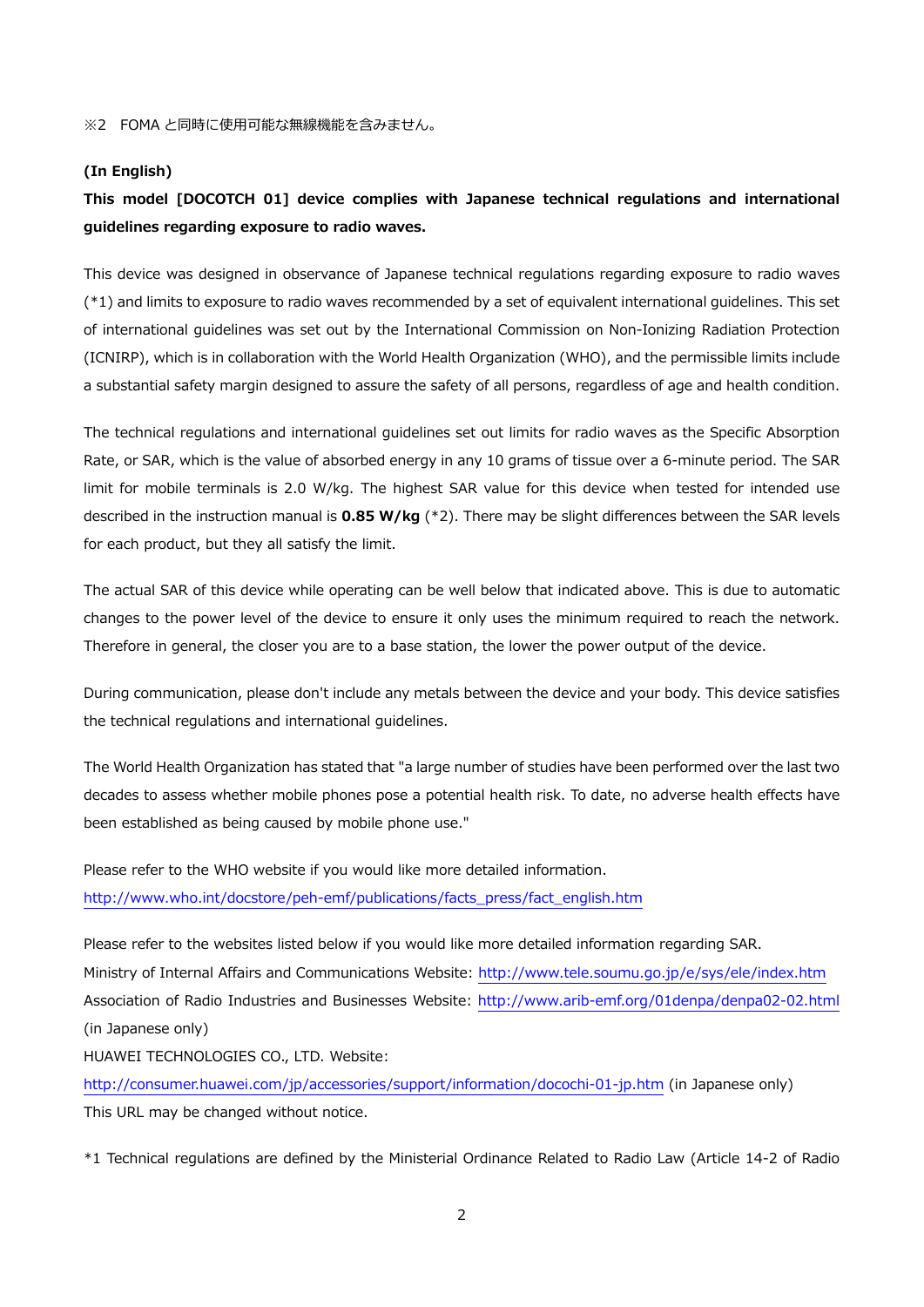※2　FOMA と同時に使用可能な無線機能を含みません。

**(In English)**

**This model [DOCOTCH 01] device complies with Japanese technical regulations and international guidelines regarding exposure to radio waves.**

This device was designed in observance of Japanese technical regulations regarding exposure to radio waves (*1) and limits to exposure to radio waves recommended by a set of equivalent international guidelines. This set of international guidelines was set out by the International Commission on Non-Ionizing Radiation Protection (ICNIRP), which is in collaboration with the World Health Organization (WHO), and the permissible limits include a substantial safety margin designed to assure the safety of all persons, regardless of age and health condition.

The technical regulations and international guidelines set out limits for radio waves as the Specific Absorption Rate, or SAR, which is the value of absorbed energy in any 10 grams of tissue over a 6-minute period. The SAR limit for mobile terminals is 2.0 W/kg. The highest SAR value for this device when tested for intended use described in the instruction manual is **0.85 W/kg** (*2). There may be slight differences between the SAR levels for each product, but they all satisfy the limit.

The actual SAR of this device while operating can be well below that indicated above. This is due to automatic changes to the power level of the device to ensure it only uses the minimum required to reach the network. Therefore in general, the closer you are to a base station, the lower the power output of the device.

During communication, please don't include any metals between the device and your body. This device satisfies the technical regulations and international guidelines.

The World Health Organization has stated that "a large number of studies have been performed over the last two decades to assess whether mobile phones pose a potential health risk. To date, no adverse health effects have been established as being caused by mobile phone use."

Please refer to the WHO website if you would like more detailed information.
http://www.who.int/docstore/peh-emf/publications/facts_press/fact_english.htm

Please refer to the websites listed below if you would like more detailed information regarding SAR.
Ministry of Internal Affairs and Communications Website: http://www.tele.soumu.go.jp/e/sys/ele/index.htm
Association of Radio Industries and Businesses Website: http://www.arib-emf.org/01denpa/denpa02-02.html (in Japanese only)
HUAWEI TECHNOLOGIES CO., LTD. Website:
http://consumer.huawei.com/jp/accessories/support/information/docochi-01-jp.htm (in Japanese only)
This URL may be changed without notice.

*1 Technical regulations are defined by the Ministerial Ordinance Related to Radio Law (Article 14-2 of Radio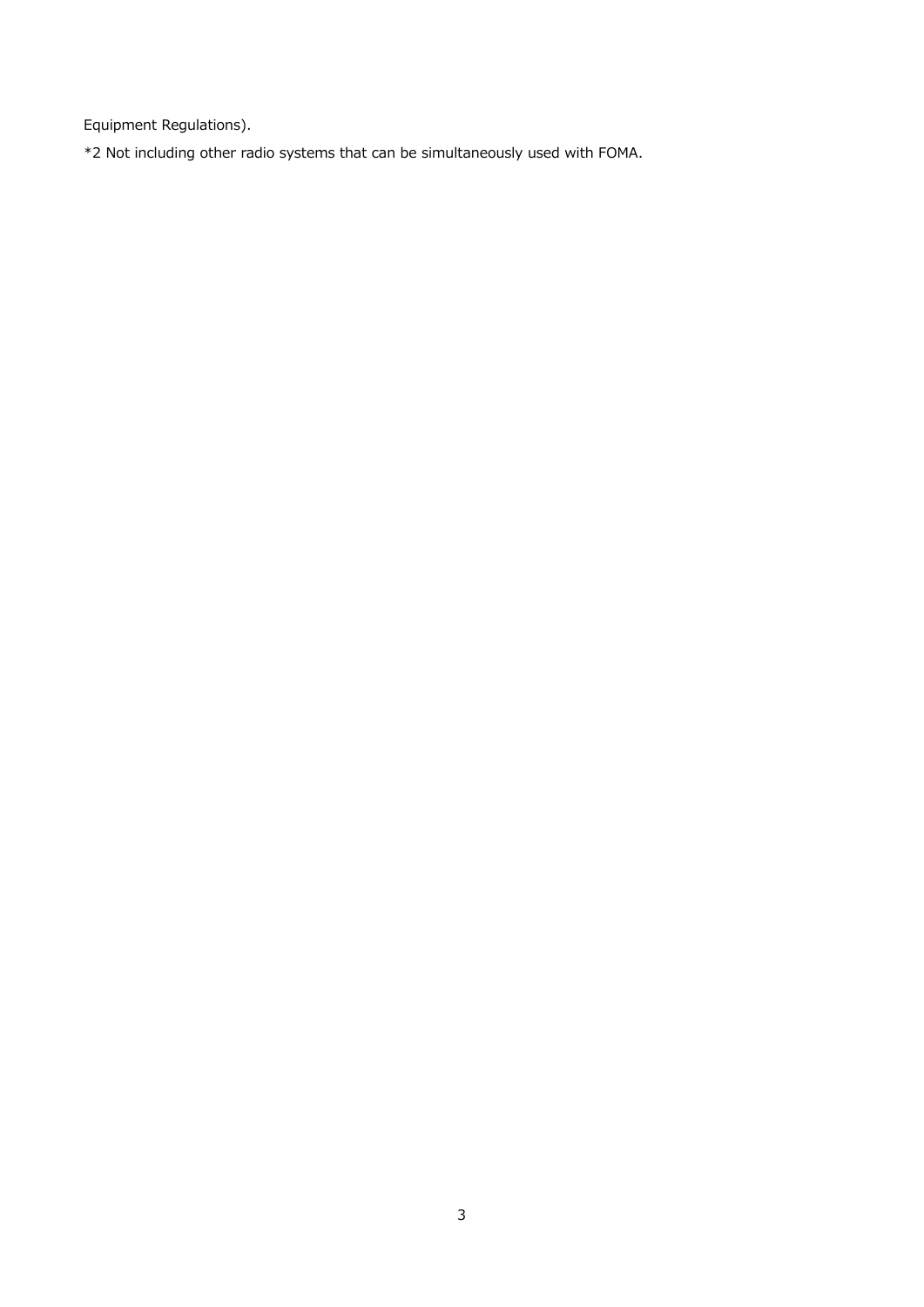Equipment Regulations).

*2 Not including other radio systems that can be simultaneously used with FOMA.